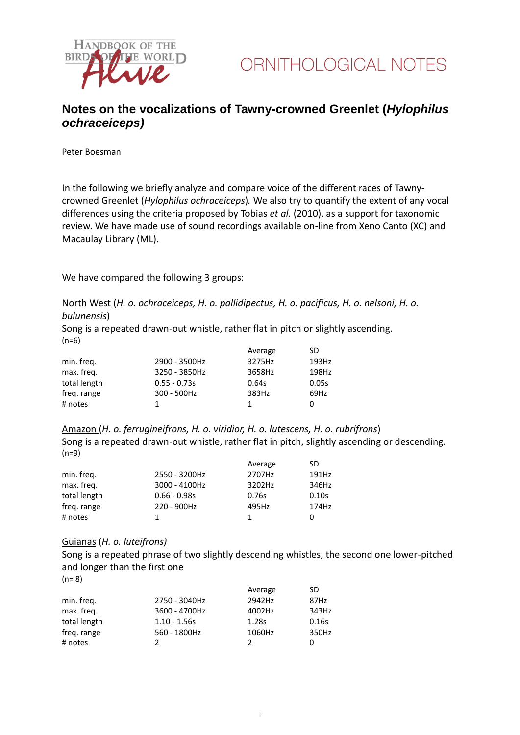HANDBOOK OF THE BIRDS OF THE WORLD *Alive*

ORNITHOLOGICAL NOTES

## Notes on the vocalizations of Tawny-crowned Greenlet (*Hylophilus ochraceiceps)*

Peter Boesman

In the following we briefly analyze and compare voice of the different races of Tawny-crowned Greenlet (*Hylophilus ochraceiceps*)*.* We also try to quantify the extent of any vocal differences using the criteria proposed by Tobias *et al.* (2010), as a support for taxonomic review. We have made use of sound recordings available on-line from Xeno Canto (XC) and Macaulay Library (ML).

We have compared the following 3 groups:

North West (*H. o. ochraceiceps, H. o. pallidipectus, H. o. pacificus, H. o. nelsoni, H. o. bulunensis*)

Song is a repeated drawn-out whistle, rather flat in pitch or slightly ascending.

(n=6)

| | | Average | SD |
|---|---|---|---|
| min. freq. | 2900 - 3500Hz | 3275Hz | 193Hz |
| max. freq. | 3250 - 3850Hz | 3658Hz | 198Hz |
| total length | 0.55 - 0.73s | 0.64s | 0.05s |
| freq. range | 300 - 500Hz | 383Hz | 69Hz |
| # notes | 1 | 1 | 0 |

Amazon (*H. o. ferrugineifrons, H. o. viridior, H. o. lutescens, H. o. rubrifrons*)

Song is a repeated drawn-out whistle, rather flat in pitch, slightly ascending or descending.

(n=9)

| | | Average | SD |
|---|---|---|---|
| min. freq. | 2550 - 3200Hz | 2707Hz | 191Hz |
| max. freq. | 3000 - 4100Hz | 3202Hz | 346Hz |
| total length | 0.66 - 0.98s | 0.76s | 0.10s |
| freq. range | 220 - 900Hz | 495Hz | 174Hz |
| # notes | 1 | 1 | 0 |

Guianas (*H. o. luteifrons)*

Song is a repeated phrase of two slightly descending whistles, the second one lower-pitched and longer than the first one

(n= 8)

| | | Average | SD |
|---|---|---|---|
| min. freq. | 2750 - 3040Hz | 2942Hz | 87Hz |
| max. freq. | 3600 - 4700Hz | 4002Hz | 343Hz |
| total length | 1.10 - 1.56s | 1.28s | 0.16s |
| freq. range | 560 - 1800Hz | 1060Hz | 350Hz |
| # notes | 2 | 2 | 0 |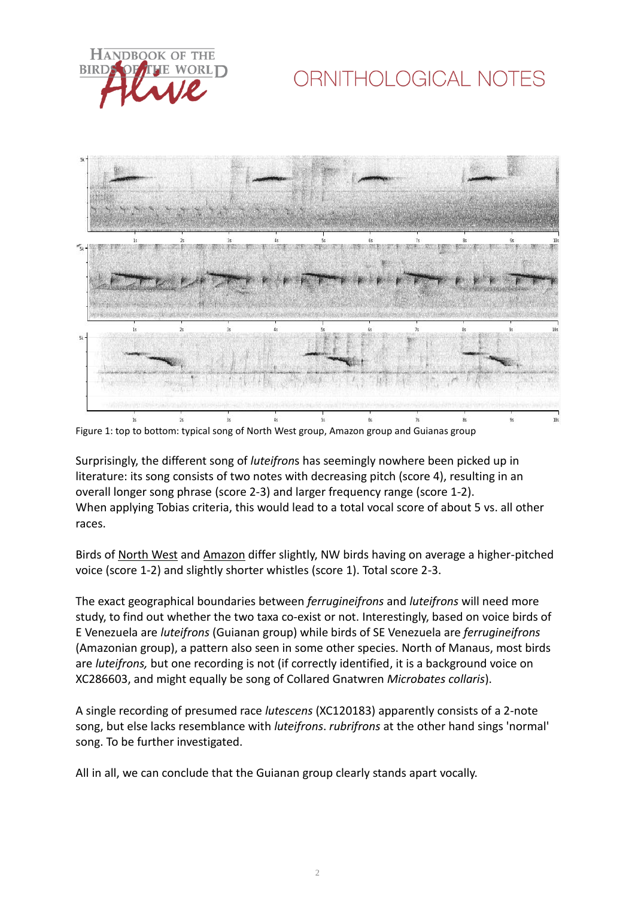Figure 1: top to bottom: typical song of North West group, Amazon group and Guianas group

Surprisingly, the different song of *luteifron*s has seemingly nowhere been picked up in literature: its song consists of two notes with decreasing pitch (score 4), resulting in an overall longer song phrase (score 2-3) and larger frequency range (score 1-2).
When applying Tobias criteria, this would lead to a total vocal score of about 5 vs. all other races.

Birds of North West and Amazon differ slightly, NW birds having on average a higher-pitched voice (score 1-2) and slightly shorter whistles (score 1). Total score 2-3.

The exact geographical boundaries between *ferrugineifrons* and *luteifrons* will need more study, to find out whether the two taxa co-exist or not. Interestingly, based on voice birds of E Venezuela are *luteifrons* (Guianan group) while birds of SE Venezuela are *ferrugineifrons* (Amazonian group), a pattern also seen in some other species. North of Manaus, most birds are *luteifrons,* but one recording is not (if correctly identified, it is a background voice on XC286603, and might equally be song of Collared Gnatwren *Microbates collaris*).

A single recording of presumed race *lutescens* (XC120183) apparently consists of a 2-note song, but else lacks resemblance with *luteifrons*. *rubrifrons* at the other hand sings 'normal' song. To be further investigated.

All in all, we can conclude that the Guianan group clearly stands apart vocally.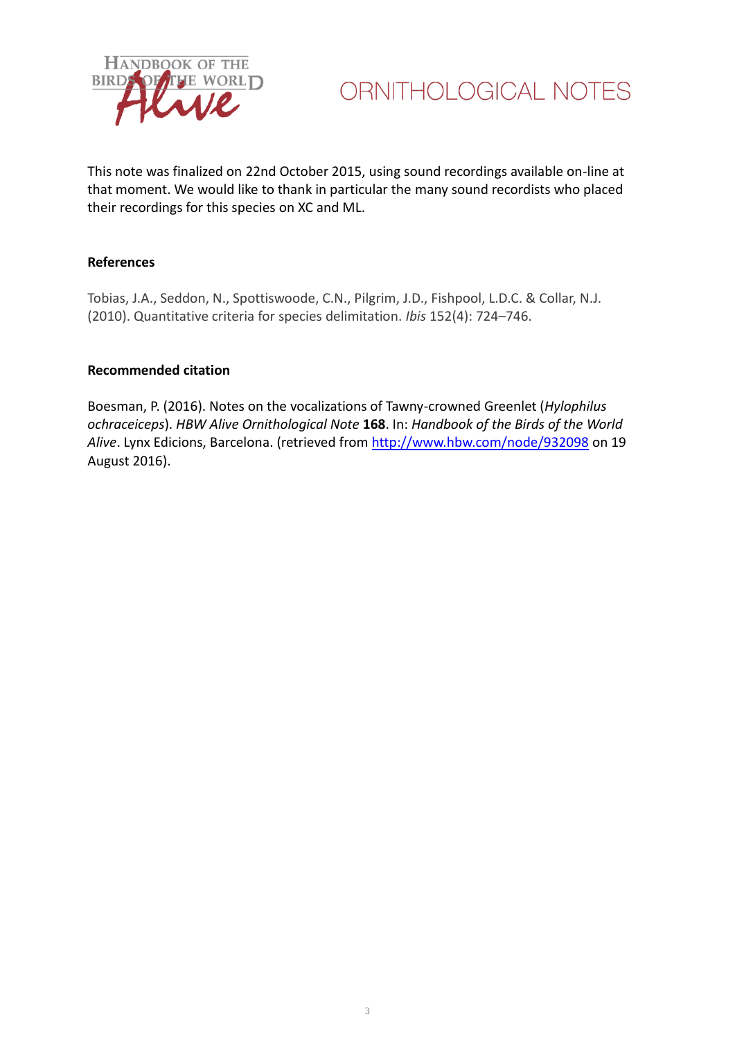This note was finalized on 22nd October 2015, using sound recordings available on-line at that moment. We would like to thank in particular the many sound recordists who placed their recordings for this species on XC and ML.

**References**

Tobias, J.A., Seddon, N., Spottiswoode, C.N., Pilgrim, J.D., Fishpool, L.D.C. & Collar, N.J. (2010). Quantitative criteria for species delimitation. *Ibis* 152(4): 724–746.

**Recommended citation**

Boesman, P. (2016). Notes on the vocalizations of Tawny-crowned Greenlet (*Hylophilus ochraceiceps*). *HBW Alive Ornithological Note* **168**. In: *Handbook of the Birds of the World Alive*. Lynx Edicions, Barcelona. (retrieved from http://www.hbw.com/node/932098 on 19 August 2016).